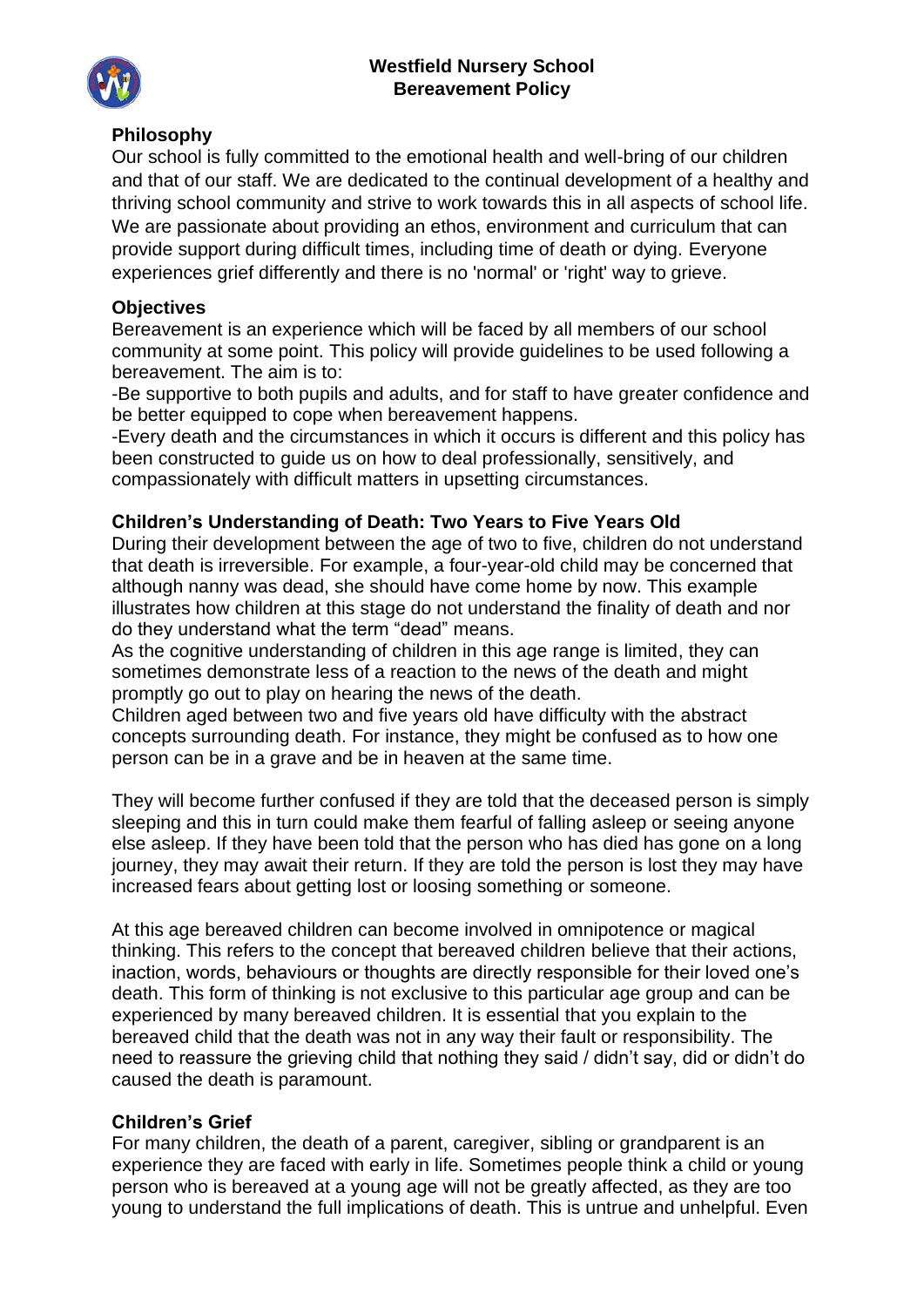# Westfield Nursery School
# Bereavement Policy

## Philosophy

Our school is fully committed to the emotional health and well-bring of our children and that of our staff. We are dedicated to the continual development of a healthy and thriving school community and strive to work towards this in all aspects of school life. We are passionate about providing an ethos, environment and curriculum that can provide support during difficult times, including time of death or dying. Everyone experiences grief differently and there is no 'normal' or 'right' way to grieve.

## Objectives

Bereavement is an experience which will be faced by all members of our school community at some point. This policy will provide guidelines to be used following a bereavement. The aim is to:

-Be supportive to both pupils and adults, and for staff to have greater confidence and be better equipped to cope when bereavement happens.

-Every death and the circumstances in which it occurs is different and this policy has been constructed to guide us on how to deal professionally, sensitively, and compassionately with difficult matters in upsetting circumstances.

## Children's Understanding of Death: Two Years to Five Years Old

During their development between the age of two to five, children do not understand that death is irreversible. For example, a four-year-old child may be concerned that although nanny was dead, she should have come home by now. This example illustrates how children at this stage do not understand the finality of death and nor do they understand what the term "dead" means.

As the cognitive understanding of children in this age range is limited, they can sometimes demonstrate less of a reaction to the news of the death and might promptly go out to play on hearing the news of the death.

Children aged between two and five years old have difficulty with the abstract concepts surrounding death. For instance, they might be confused as to how one person can be in a grave and be in heaven at the same time.

They will become further confused if they are told that the deceased person is simply sleeping and this in turn could make them fearful of falling asleep or seeing anyone else asleep. If they have been told that the person who has died has gone on a long journey, they may await their return. If they are told the person is lost they may have increased fears about getting lost or loosing something or someone.

At this age bereaved children can become involved in omnipotence or magical thinking. This refers to the concept that bereaved children believe that their actions, inaction, words, behaviours or thoughts are directly responsible for their loved one's death. This form of thinking is not exclusive to this particular age group and can be experienced by many bereaved children. It is essential that you explain to the bereaved child that the death was not in any way their fault or responsibility. The need to reassure the grieving child that nothing they said / didn't say, did or didn't do caused the death is paramount.

## Children's Grief

For many children, the death of a parent, caregiver, sibling or grandparent is an experience they are faced with early in life. Sometimes people think a child or young person who is bereaved at a young age will not be greatly affected, as they are too young to understand the full implications of death. This is untrue and unhelpful. Even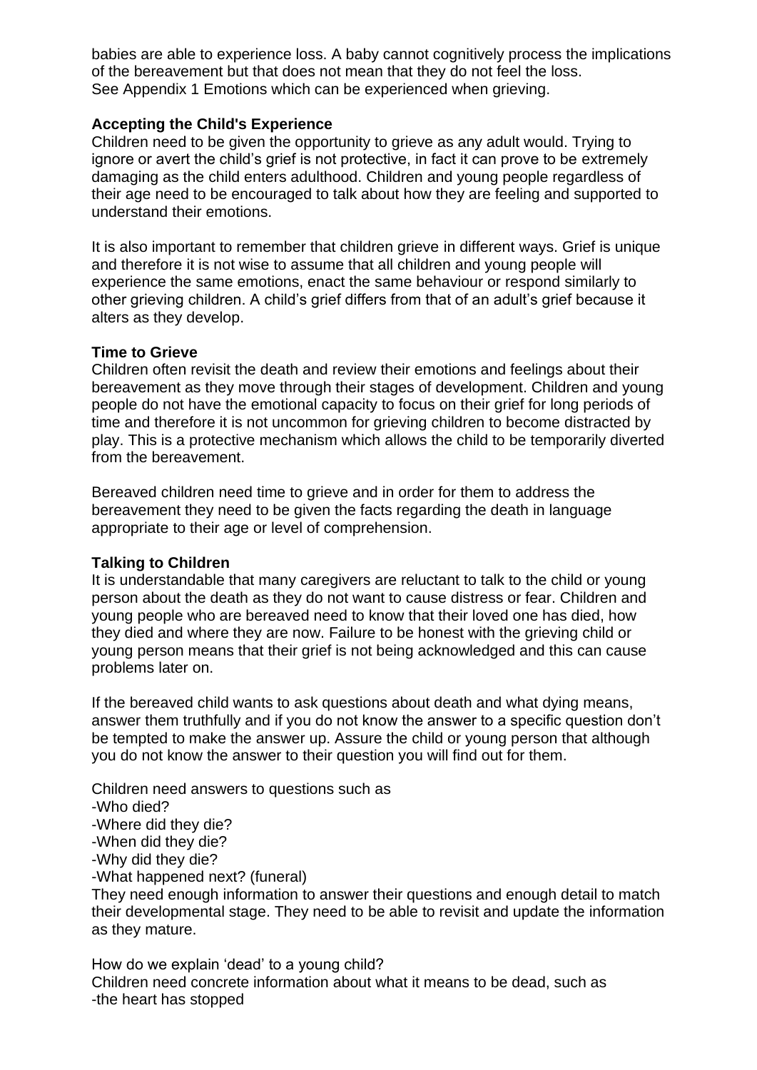babies are able to experience loss. A baby cannot cognitively process the implications of the bereavement but that does not mean that they do not feel the loss.
See Appendix 1 Emotions which can be experienced when grieving.

**Accepting the Child's Experience**
Children need to be given the opportunity to grieve as any adult would. Trying to ignore or avert the child's grief is not protective, in fact it can prove to be extremely damaging as the child enters adulthood. Children and young people regardless of their age need to be encouraged to talk about how they are feeling and supported to understand their emotions.

It is also important to remember that children grieve in different ways. Grief is unique and therefore it is not wise to assume that all children and young people will experience the same emotions, enact the same behaviour or respond similarly to other grieving children. A child's grief differs from that of an adult's grief because it alters as they develop.

**Time to Grieve**
Children often revisit the death and review their emotions and feelings about their bereavement as they move through their stages of development. Children and young people do not have the emotional capacity to focus on their grief for long periods of time and therefore it is not uncommon for grieving children to become distracted by play. This is a protective mechanism which allows the child to be temporarily diverted from the bereavement.

Bereaved children need time to grieve and in order for them to address the bereavement they need to be given the facts regarding the death in language appropriate to their age or level of comprehension.

**Talking to Children**
It is understandable that many caregivers are reluctant to talk to the child or young person about the death as they do not want to cause distress or fear. Children and young people who are bereaved need to know that their loved one has died, how they died and where they are now. Failure to be honest with the grieving child or young person means that their grief is not being acknowledged and this can cause problems later on.

If the bereaved child wants to ask questions about death and what dying means, answer them truthfully and if you do not know the answer to a specific question don't be tempted to make the answer up. Assure the child or young person that although you do not know the answer to their question you will find out for them.

Children need answers to questions such as
-Who died?
-Where did they die?
-When did they die?
-Why did they die?
-What happened next? (funeral)
They need enough information to answer their questions and enough detail to match their developmental stage. They need to be able to revisit and update the information as they mature.

How do we explain 'dead' to a young child?
Children need concrete information about what it means to be dead, such as
-the heart has stopped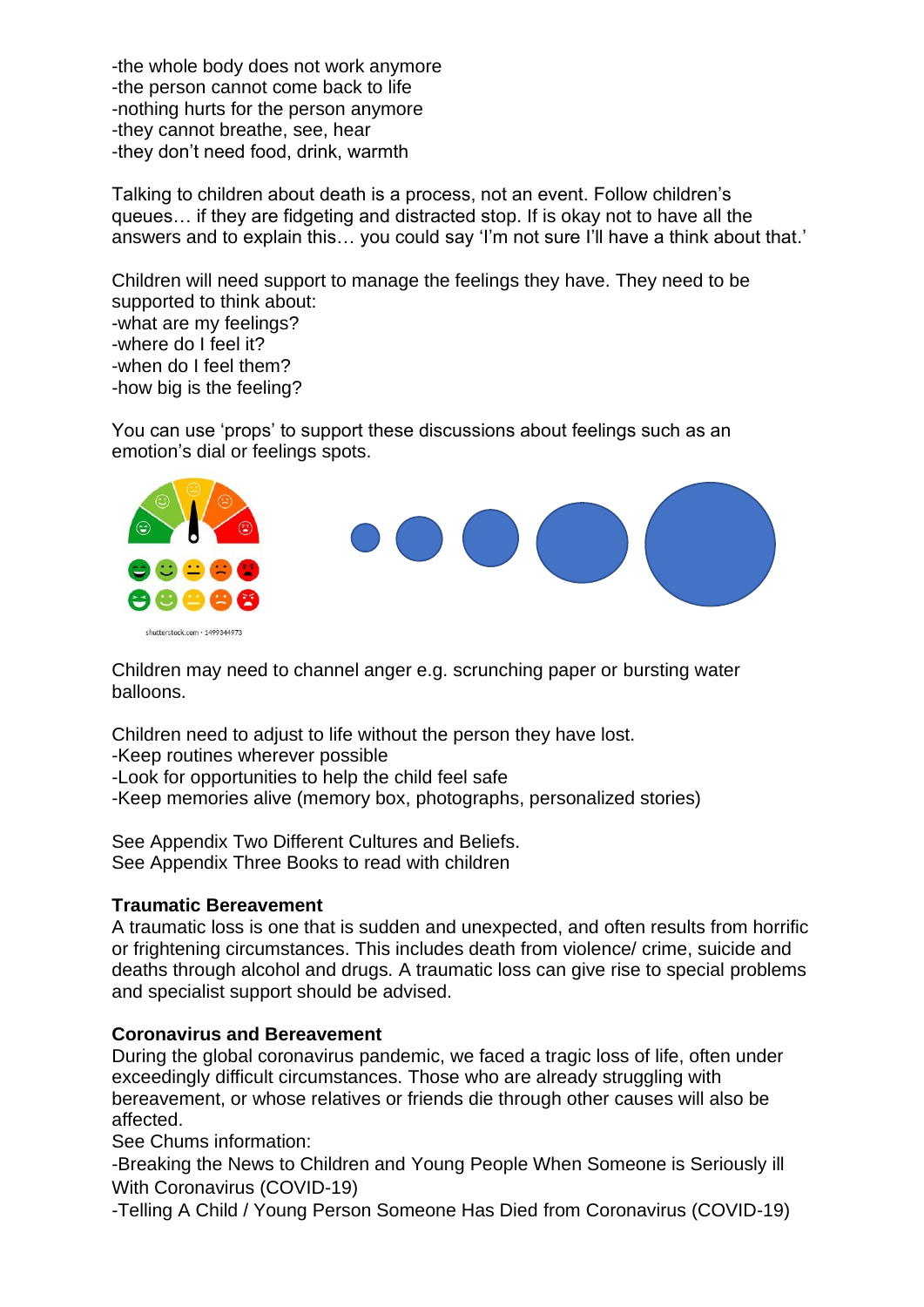-the whole body does not work anymore
-the person cannot come back to life
-nothing hurts for the person anymore
-they cannot breathe, see, hear
-they don't need food, drink, warmth

Talking to children about death is a process, not an event. Follow children's queues… if they are fidgeting and distracted stop. If is okay not to have all the answers and to explain this… you could say 'I'm not sure I'll have a think about that.'

Children will need support to manage the feelings they have. They need to be supported to think about:
-what are my feelings?
-where do I feel it?
-when do I feel them?
-how big is the feeling?

You can use 'props' to support these discussions about feelings such as an emotion's dial or feelings spots.

shutterstock.com · 1499344973

Children may need to channel anger e.g. scrunching paper or bursting water balloons.

Children need to adjust to life without the person they have lost.
-Keep routines wherever possible
-Look for opportunities to help the child feel safe
-Keep memories alive (memory box, photographs, personalized stories)

See Appendix Two Different Cultures and Beliefs.
See Appendix Three Books to read with children

**Traumatic Bereavement**
A traumatic loss is one that is sudden and unexpected, and often results from horrific or frightening circumstances. This includes death from violence/ crime, suicide and deaths through alcohol and drugs. A traumatic loss can give rise to special problems and specialist support should be advised.

**Coronavirus and Bereavement**
During the global coronavirus pandemic, we faced a tragic loss of life, often under exceedingly difficult circumstances. Those who are already struggling with bereavement, or whose relatives or friends die through other causes will also be affected.
See Chums information:
-Breaking the News to Children and Young People When Someone is Seriously ill With Coronavirus (COVID-19)
-Telling A Child / Young Person Someone Has Died from Coronavirus (COVID-19)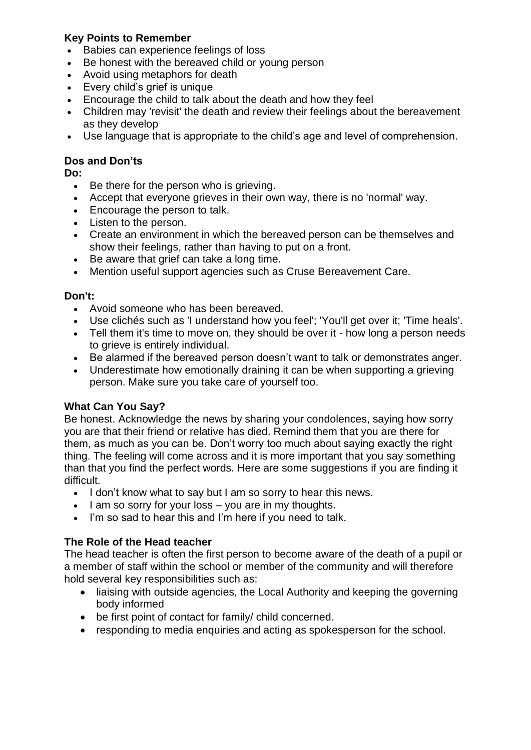### Key Points to Remember

- Babies can experience feelings of loss
- Be honest with the bereaved child or young person
- Avoid using metaphors for death
- Every child's grief is unique
- Encourage the child to talk about the death and how they feel
- Children may 'revisit' the death and review their feelings about the bereavement as they develop
- Use language that is appropriate to the child's age and level of comprehension.

### Dos and Don'ts

**Do:**

- Be there for the person who is grieving.
- Accept that everyone grieves in their own way, there is no 'normal' way.
- Encourage the person to talk.
- Listen to the person.
- Create an environment in which the bereaved person can be themselves and show their feelings, rather than having to put on a front.
- Be aware that grief can take a long time.
- Mention useful support agencies such as Cruse Bereavement Care.

**Don't:**

- Avoid someone who has been bereaved.
- Use clichés such as 'I understand how you feel'; 'You'll get over it; 'Time heals'.
- Tell them it's time to move on, they should be over it - how long a person needs to grieve is entirely individual.
- Be alarmed if the bereaved person doesn't want to talk or demonstrates anger.
- Underestimate how emotionally draining it can be when supporting a grieving person. Make sure you take care of yourself too.

### What Can You Say?

Be honest. Acknowledge the news by sharing your condolences, saying how sorry you are that their friend or relative has died. Remind them that you are there for them, as much as you can be. Don't worry too much about saying exactly the right thing. The feeling will come across and it is more important that you say something than that you find the perfect words. Here are some suggestions if you are finding it difficult.

- I don't know what to say but I am so sorry to hear this news.
- I am so sorry for your loss – you are in my thoughts.
- I'm so sad to hear this and I'm here if you need to talk.

### The Role of the Head teacher

The head teacher is often the first person to become aware of the death of a pupil or a member of staff within the school or member of the community and will therefore hold several key responsibilities such as:

- liaising with outside agencies, the Local Authority and keeping the governing body informed
- be first point of contact for family/ child concerned.
- responding to media enquiries and acting as spokesperson for the school.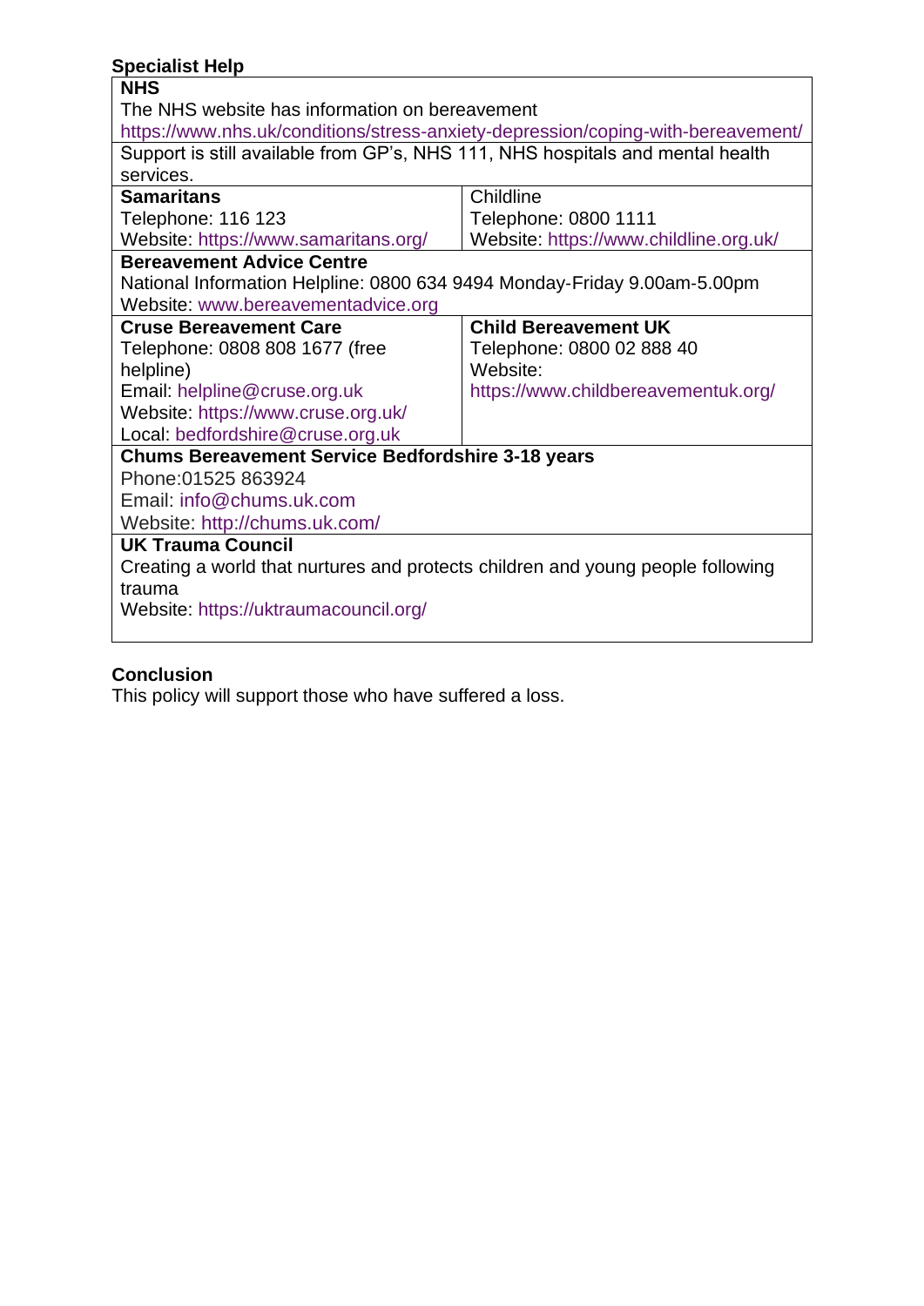## Specialist Help

| | |
|---|---|
| **NHS**<br>The NHS website has information on bereavement<br>https://www.nhs.uk/conditions/stress-anxiety-depression/coping-with-bereavement/ | |
| Support is still available from GP's, NHS 111, NHS hospitals and mental health services. | |
| **Samaritans**<br>Telephone: 116 123<br>Website: https://www.samaritans.org/ | Childline<br>Telephone: 0800 1111<br>Website: https://www.childline.org.uk/ |
| **Bereavement Advice Centre**<br>National Information Helpline: 0800 634 9494 Monday-Friday 9.00am-5.00pm<br>Website: www.bereavementadvice.org | |
| **Cruse Bereavement Care**<br>Telephone: 0808 808 1677 (free helpline)<br>Email: helpline@cruse.org.uk<br>Website: https://www.cruse.org.uk/<br>Local: bedfordshire@cruse.org.uk | **Child Bereavement UK**<br>Telephone: 0800 02 888 40<br>Website: https://www.childbereavementuk.org/ |
| **Chums Bereavement Service Bedfordshire 3-18 years**<br>Phone:01525 863924<br>Email: info@chums.uk.com<br>Website: http://chums.uk.com/ | |
| **UK Trauma Council**<br>Creating a world that nurtures and protects children and young people following trauma<br>Website: https://uktraumacouncil.org/ | |

## Conclusion

This policy will support those who have suffered a loss.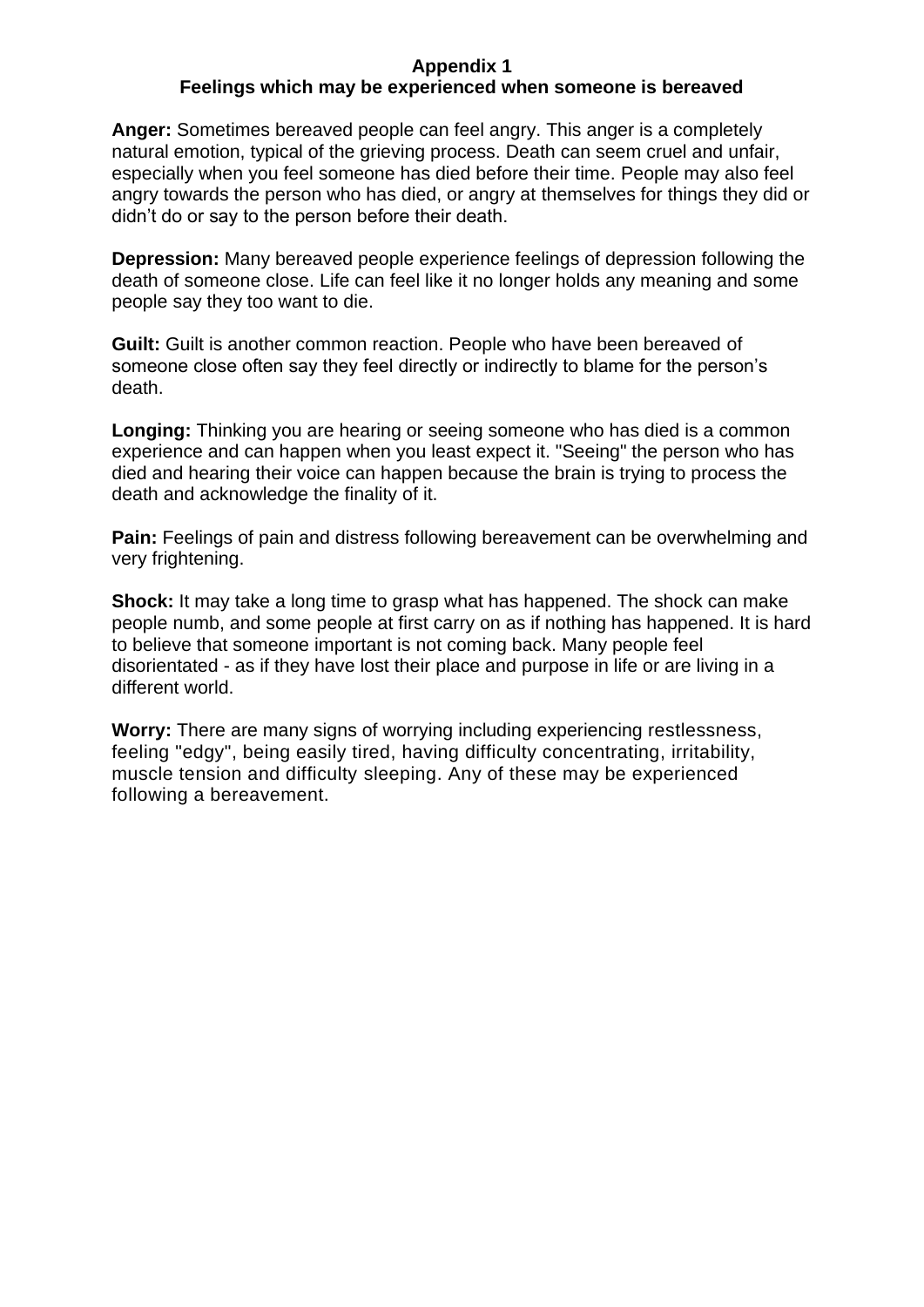# Appendix 1

## Feelings which may be experienced when someone is bereaved

**Anger:** Sometimes bereaved people can feel angry. This anger is a completely natural emotion, typical of the grieving process. Death can seem cruel and unfair, especially when you feel someone has died before their time. People may also feel angry towards the person who has died, or angry at themselves for things they did or didn't do or say to the person before their death.

**Depression:** Many bereaved people experience feelings of depression following the death of someone close. Life can feel like it no longer holds any meaning and some people say they too want to die.

**Guilt:** Guilt is another common reaction. People who have been bereaved of someone close often say they feel directly or indirectly to blame for the person's death.

**Longing:** Thinking you are hearing or seeing someone who has died is a common experience and can happen when you least expect it. "Seeing" the person who has died and hearing their voice can happen because the brain is trying to process the death and acknowledge the finality of it.

**Pain:** Feelings of pain and distress following bereavement can be overwhelming and very frightening.

**Shock:** It may take a long time to grasp what has happened. The shock can make people numb, and some people at first carry on as if nothing has happened. It is hard to believe that someone important is not coming back. Many people feel disorientated - as if they have lost their place and purpose in life or are living in a different world.

**Worry:** There are many signs of worrying including experiencing restlessness, feeling "edgy", being easily tired, having difficulty concentrating, irritability, muscle tension and difficulty sleeping. Any of these may be experienced following a bereavement.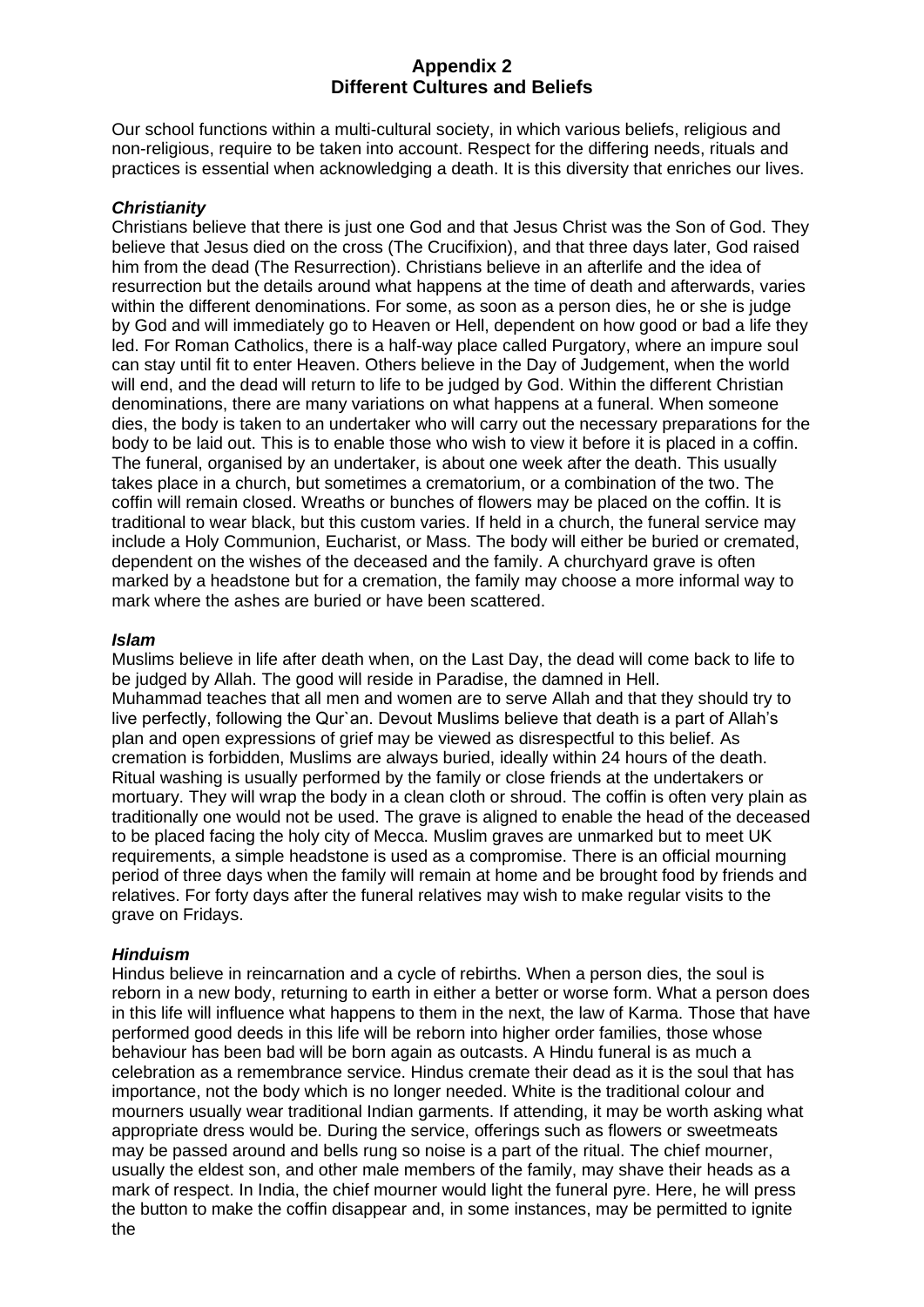# Appendix 2
## Different Cultures and Beliefs

Our school functions within a multi-cultural society, in which various beliefs, religious and non-religious, require to be taken into account. Respect for the differing needs, rituals and practices is essential when acknowledging a death. It is this diversity that enriches our lives.

### *Christianity*

Christians believe that there is just one God and that Jesus Christ was the Son of God. They believe that Jesus died on the cross (The Crucifixion), and that three days later, God raised him from the dead (The Resurrection). Christians believe in an afterlife and the idea of resurrection but the details around what happens at the time of death and afterwards, varies within the different denominations. For some, as soon as a person dies, he or she is judge by God and will immediately go to Heaven or Hell, dependent on how good or bad a life they led. For Roman Catholics, there is a half-way place called Purgatory, where an impure soul can stay until fit to enter Heaven. Others believe in the Day of Judgement, when the world will end, and the dead will return to life to be judged by God. Within the different Christian denominations, there are many variations on what happens at a funeral. When someone dies, the body is taken to an undertaker who will carry out the necessary preparations for the body to be laid out. This is to enable those who wish to view it before it is placed in a coffin. The funeral, organised by an undertaker, is about one week after the death. This usually takes place in a church, but sometimes a crematorium, or a combination of the two. The coffin will remain closed. Wreaths or bunches of flowers may be placed on the coffin. It is traditional to wear black, but this custom varies. If held in a church, the funeral service may include a Holy Communion, Eucharist, or Mass. The body will either be buried or cremated, dependent on the wishes of the deceased and the family. A churchyard grave is often marked by a headstone but for a cremation, the family may choose a more informal way to mark where the ashes are buried or have been scattered.

### *Islam*

Muslims believe in life after death when, on the Last Day, the dead will come back to life to be judged by Allah. The good will reside in Paradise, the damned in Hell.
Muhammad teaches that all men and women are to serve Allah and that they should try to live perfectly, following the Qur`an. Devout Muslims believe that death is a part of Allah's plan and open expressions of grief may be viewed as disrespectful to this belief. As cremation is forbidden, Muslims are always buried, ideally within 24 hours of the death. Ritual washing is usually performed by the family or close friends at the undertakers or mortuary. They will wrap the body in a clean cloth or shroud. The coffin is often very plain as traditionally one would not be used. The grave is aligned to enable the head of the deceased to be placed facing the holy city of Mecca. Muslim graves are unmarked but to meet UK requirements, a simple headstone is used as a compromise. There is an official mourning period of three days when the family will remain at home and be brought food by friends and relatives. For forty days after the funeral relatives may wish to make regular visits to the grave on Fridays.

### *Hinduism*

Hindus believe in reincarnation and a cycle of rebirths. When a person dies, the soul is reborn in a new body, returning to earth in either a better or worse form. What a person does in this life will influence what happens to them in the next, the law of Karma. Those that have performed good deeds in this life will be reborn into higher order families, those whose behaviour has been bad will be born again as outcasts. A Hindu funeral is as much a celebration as a remembrance service. Hindus cremate their dead as it is the soul that has importance, not the body which is no longer needed. White is the traditional colour and mourners usually wear traditional Indian garments. If attending, it may be worth asking what appropriate dress would be. During the service, offerings such as flowers or sweetmeats may be passed around and bells rung so noise is a part of the ritual. The chief mourner, usually the eldest son, and other male members of the family, may shave their heads as a mark of respect. In India, the chief mourner would light the funeral pyre. Here, he will press the button to make the coffin disappear and, in some instances, may be permitted to ignite the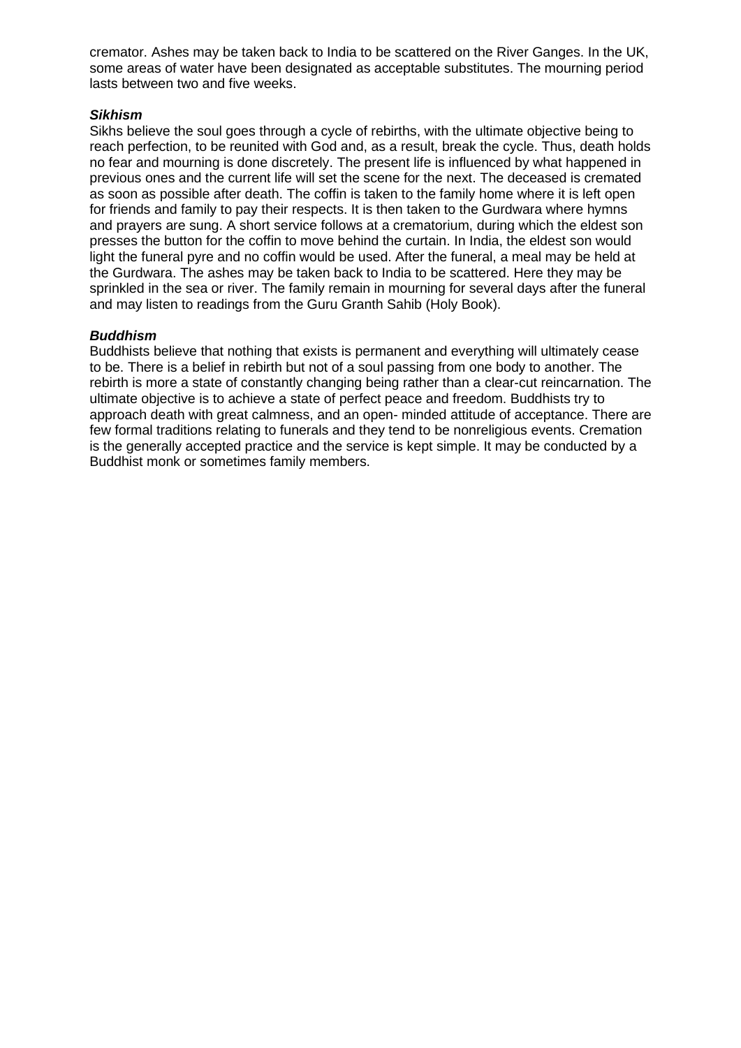cremator. Ashes may be taken back to India to be scattered on the River Ganges. In the UK, some areas of water have been designated as acceptable substitutes. The mourning period lasts between two and five weeks.

***Sikhism***

Sikhs believe the soul goes through a cycle of rebirths, with the ultimate objective being to reach perfection, to be reunited with God and, as a result, break the cycle. Thus, death holds no fear and mourning is done discretely. The present life is influenced by what happened in previous ones and the current life will set the scene for the next. The deceased is cremated as soon as possible after death. The coffin is taken to the family home where it is left open for friends and family to pay their respects. It is then taken to the Gurdwara where hymns and prayers are sung. A short service follows at a crematorium, during which the eldest son presses the button for the coffin to move behind the curtain. In India, the eldest son would light the funeral pyre and no coffin would be used. After the funeral, a meal may be held at the Gurdwara. The ashes may be taken back to India to be scattered. Here they may be sprinkled in the sea or river. The family remain in mourning for several days after the funeral and may listen to readings from the Guru Granth Sahib (Holy Book).

***Buddhism***

Buddhists believe that nothing that exists is permanent and everything will ultimately cease to be. There is a belief in rebirth but not of a soul passing from one body to another. The rebirth is more a state of constantly changing being rather than a clear-cut reincarnation. The ultimate objective is to achieve a state of perfect peace and freedom. Buddhists try to approach death with great calmness, and an open- minded attitude of acceptance. There are few formal traditions relating to funerals and they tend to be nonreligious events. Cremation is the generally accepted practice and the service is kept simple. It may be conducted by a Buddhist monk or sometimes family members.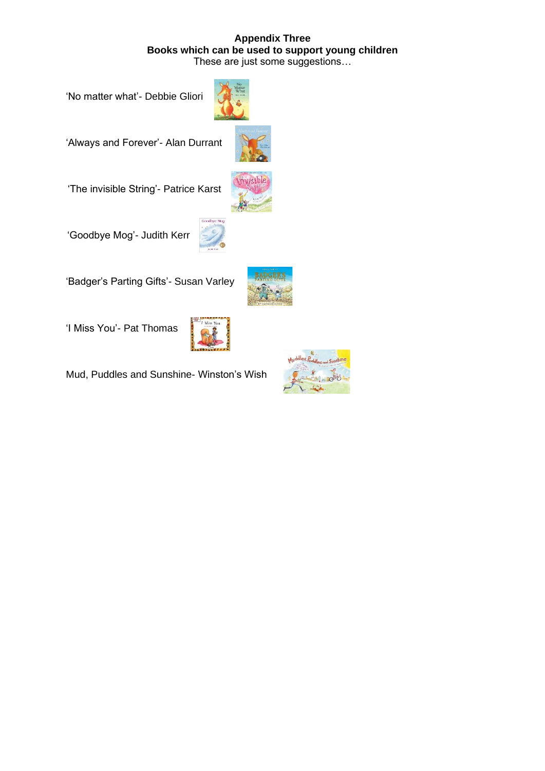## Appendix Three
## Books which can be used to support young children

These are just some suggestions…

'No matter what'- Debbie Gliori

'Always and Forever'- Alan Durrant

'The invisible String'- Patrice Karst

'Goodbye Mog'- Judith Kerr

'Badger's Parting Gifts'- Susan Varley

'I Miss You'- Pat Thomas

Mud, Puddles and Sunshine- Winston's Wish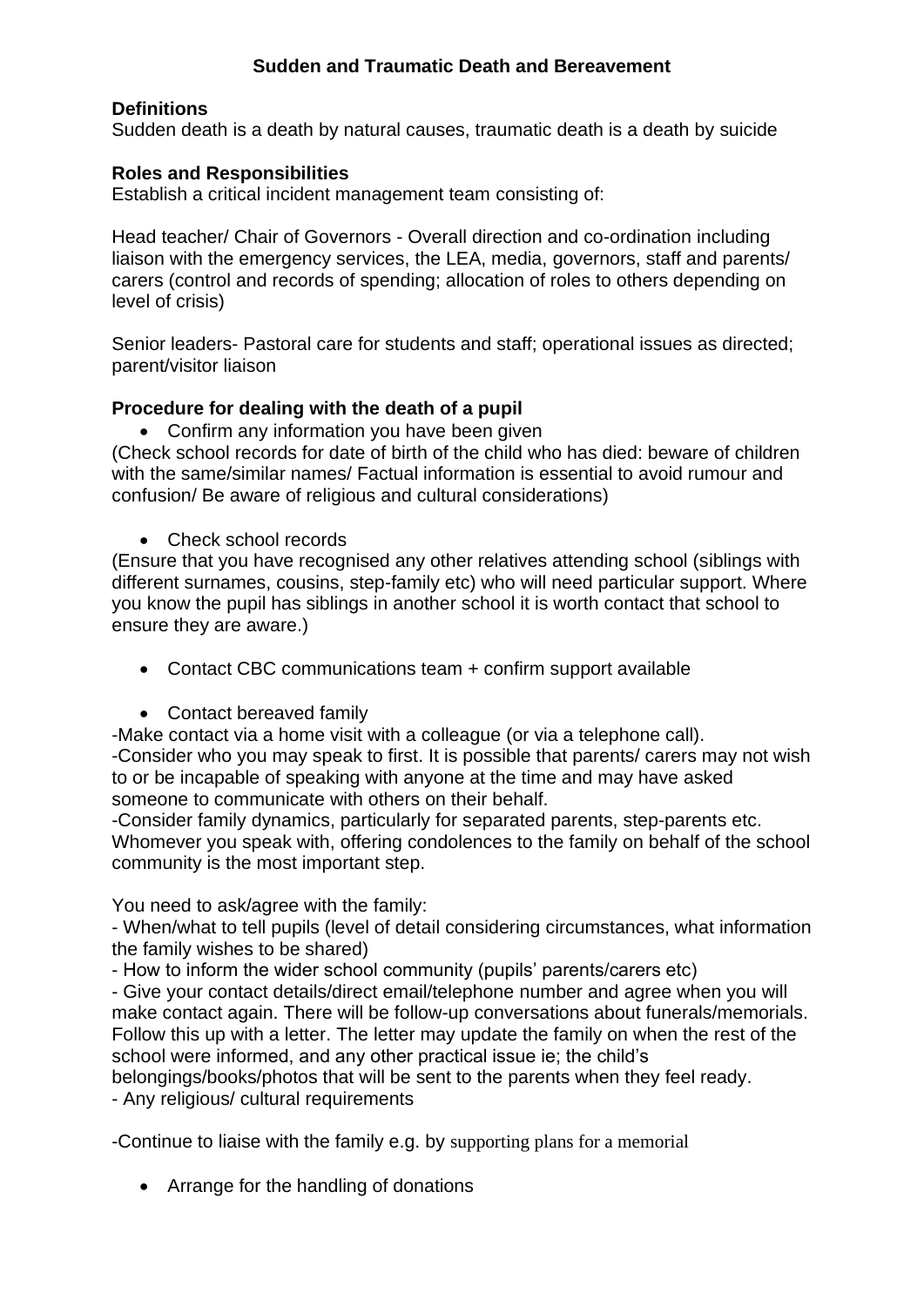## Sudden and Traumatic Death and Bereavement

**Definitions**

Sudden death is a death by natural causes, traumatic death is a death by suicide

**Roles and Responsibilities**

Establish a critical incident management team consisting of:

Head teacher/ Chair of Governors - Overall direction and co-ordination including liaison with the emergency services, the LEA, media, governors, staff and parents/ carers (control and records of spending; allocation of roles to others depending on level of crisis)

Senior leaders- Pastoral care for students and staff; operational issues as directed; parent/visitor liaison

**Procedure for dealing with the death of a pupil**

- Confirm any information you have been given

(Check school records for date of birth of the child who has died: beware of children with the same/similar names/ Factual information is essential to avoid rumour and confusion/ Be aware of religious and cultural considerations)

- Check school records

(Ensure that you have recognised any other relatives attending school (siblings with different surnames, cousins, step-family etc) who will need particular support. Where you know the pupil has siblings in another school it is worth contact that school to ensure they are aware.)

- Contact CBC communications team + confirm support available

- Contact bereaved family

-Make contact via a home visit with a colleague (or via a telephone call).
-Consider who you may speak to first. It is possible that parents/ carers may not wish to or be incapable of speaking with anyone at the time and may have asked someone to communicate with others on their behalf.
-Consider family dynamics, particularly for separated parents, step-parents etc. Whomever you speak with, offering condolences to the family on behalf of the school community is the most important step.

You need to ask/agree with the family:

- When/what to tell pupils (level of detail considering circumstances, what information the family wishes to be shared)
- How to inform the wider school community (pupils' parents/carers etc)
- Give your contact details/direct email/telephone number and agree when you will make contact again. There will be follow-up conversations about funerals/memorials. Follow this up with a letter. The letter may update the family on when the rest of the school were informed, and any other practical issue ie; the child's belongings/books/photos that will be sent to the parents when they feel ready.
- Any religious/ cultural requirements

-Continue to liaise with the family e.g. by supporting plans for a memorial

- Arrange for the handling of donations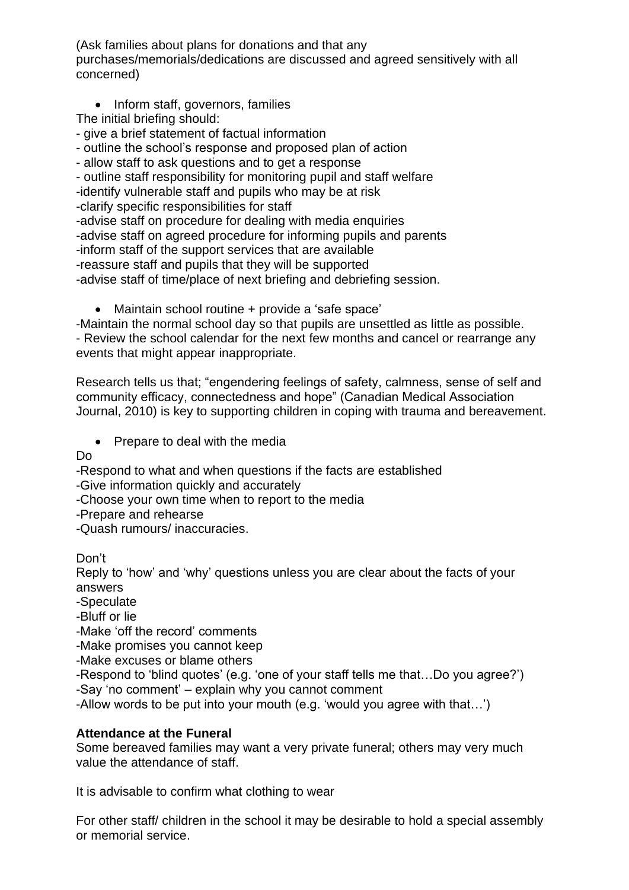(Ask families about plans for donations and that any purchases/memorials/dedications are discussed and agreed sensitively with all concerned)

- Inform staff, governors, families

The initial briefing should:
- give a brief statement of factual information
- outline the school's response and proposed plan of action
- allow staff to ask questions and to get a response
- outline staff responsibility for monitoring pupil and staff welfare
-identify vulnerable staff and pupils who may be at risk
-clarify specific responsibilities for staff
-advise staff on procedure for dealing with media enquiries
-advise staff on agreed procedure for informing pupils and parents
-inform staff of the support services that are available
-reassure staff and pupils that they will be supported
-advise staff of time/place of next briefing and debriefing session.

- Maintain school routine + provide a 'safe space'

-Maintain the normal school day so that pupils are unsettled as little as possible.
- Review the school calendar for the next few months and cancel or rearrange any events that might appear inappropriate.

Research tells us that; "engendering feelings of safety, calmness, sense of self and community efficacy, connectedness and hope" (Canadian Medical Association Journal, 2010) is key to supporting children in coping with trauma and bereavement.

- Prepare to deal with the media

Do
-Respond to what and when questions if the facts are established
-Give information quickly and accurately
-Choose your own time when to report to the media
-Prepare and rehearse
-Quash rumours/ inaccuracies.

Don't
Reply to 'how' and 'why' questions unless you are clear about the facts of your answers
-Speculate
-Bluff or lie
-Make 'off the record' comments
-Make promises you cannot keep
-Make excuses or blame others
-Respond to 'blind quotes' (e.g. 'one of your staff tells me that…Do you agree?')
-Say 'no comment' – explain why you cannot comment
-Allow words to be put into your mouth (e.g. 'would you agree with that…')

**Attendance at the Funeral**

Some bereaved families may want a very private funeral; others may very much value the attendance of staff.

It is advisable to confirm what clothing to wear

For other staff/ children in the school it may be desirable to hold a special assembly or memorial service.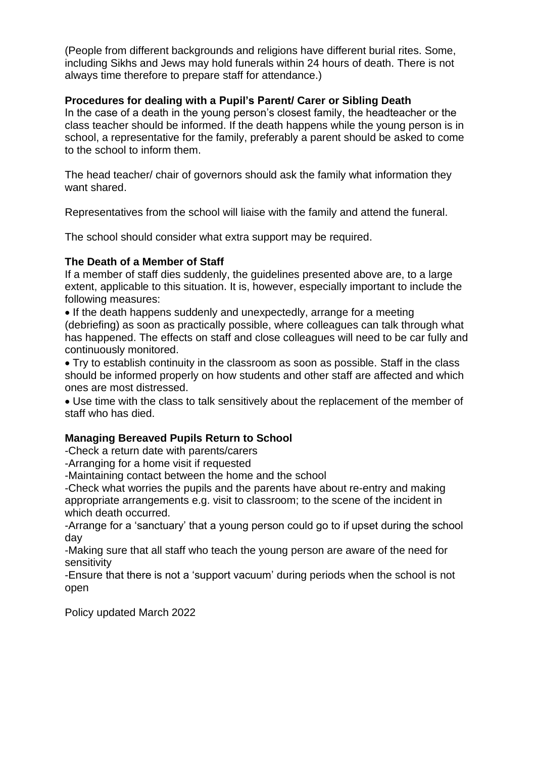(People from different backgrounds and religions have different burial rites. Some, including Sikhs and Jews may hold funerals within 24 hours of death. There is not always time therefore to prepare staff for attendance.)

**Procedures for dealing with a Pupil's Parent/ Carer or Sibling Death**

In the case of a death in the young person's closest family, the headteacher or the class teacher should be informed. If the death happens while the young person is in school, a representative for the family, preferably a parent should be asked to come to the school to inform them.

The head teacher/ chair of governors should ask the family what information they want shared.

Representatives from the school will liaise with the family and attend the funeral.

The school should consider what extra support may be required.

**The Death of a Member of Staff**

If a member of staff dies suddenly, the guidelines presented above are, to a large extent, applicable to this situation. It is, however, especially important to include the following measures:

- If the death happens suddenly and unexpectedly, arrange for a meeting (debriefing) as soon as practically possible, where colleagues can talk through what has happened. The effects on staff and close colleagues will need to be car fully and continuously monitored.
- Try to establish continuity in the classroom as soon as possible. Staff in the class should be informed properly on how students and other staff are affected and which ones are most distressed.
- Use time with the class to talk sensitively about the replacement of the member of staff who has died.

**Managing Bereaved Pupils Return to School**

-Check a return date with parents/carers

-Arranging for a home visit if requested

-Maintaining contact between the home and the school

-Check what worries the pupils and the parents have about re-entry and making appropriate arrangements e.g. visit to classroom; to the scene of the incident in which death occurred.

-Arrange for a 'sanctuary' that a young person could go to if upset during the school day

-Making sure that all staff who teach the young person are aware of the need for sensitivity

-Ensure that there is not a 'support vacuum' during periods when the school is not open

Policy updated March 2022